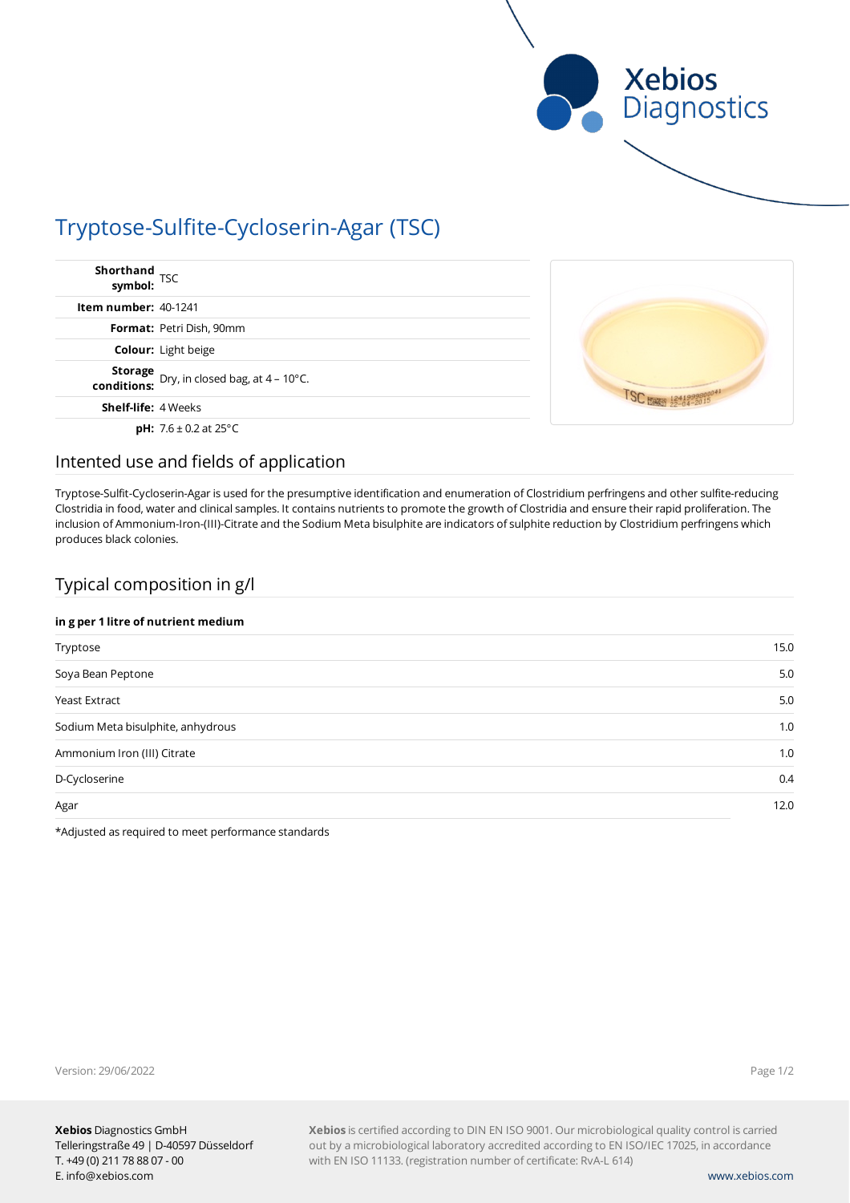# Tryptose-Sulfite-Cycloserin-Agar (TSC)

| | |
|---|---|
| **Shorthand symbol:** | TSC |
| **Item number:** | 40-1241 |
| **Format:** | Petri Dish, 90mm |
| **Colour:** | Light beige |
| **Storage conditions:** | Dry, in closed bag, at 4 – 10°C. |
| **Shelf-life:** | 4 Weeks |
| **pH:** | 7.6 ± 0.2 at 25°C |

## Intented use and fields of application

Tryptose-Sulfit-Cycloserin-Agar is used for the presumptive identification and enumeration of Clostridium perfringens and other sulfite-reducing Clostridia in food, water and clinical samples. It contains nutrients to promote the growth of Clostridia and ensure their rapid proliferation. The inclusion of Ammonium-Iron-(III)-Citrate and the Sodium Meta bisulphite are indicators of sulphite reduction by Clostridium perfringens which produces black colonies.

## Typical composition in g/l

| in g per 1 litre of nutrient medium | |
|---|---|
| Tryptose | 15.0 |
| Soya Bean Peptone | 5.0 |
| Yeast Extract | 5.0 |
| Sodium Meta bisulphite, anhydrous | 1.0 |
| Ammonium Iron (III) Citrate | 1.0 |
| D-Cycloserine | 0.4 |
| Agar | 12.0 |

*Adjusted as required to meet performance standards

Version: 29/06/2022

**Xebios** Diagnostics GmbH
Telleringstraße 49 | D-40597 Düsseldorf
T. +49 (0) 211 78 88 07 - 00
E. info@xebios.com

**Xebios** is certified according to DIN EN ISO 9001. Our microbiological quality control is carried out by a microbiological laboratory accredited according to EN ISO/IEC 17025, in accordance with EN ISO 11133. (registration number of certificate: RvA-L 614)

www.xebios.com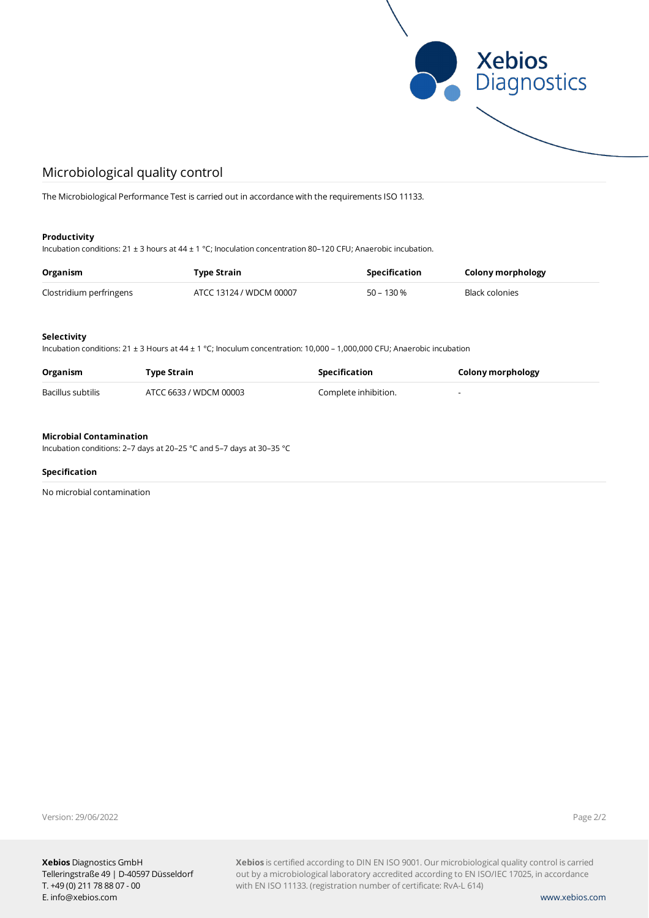## Microbiological quality control

The Microbiological Performance Test is carried out in accordance with the requirements ISO 11133.

### Productivity

Incubation conditions: 21 ± 3 hours at 44 ± 1 °C; Inoculation concentration 80–120 CFU; Anaerobic incubation.

| Organism | Type Strain | Specification | Colony morphology |
|---|---|---|---|
| Clostridium perfringens | ATCC 13124 / WDCM 00007 | 50 – 130 % | Black colonies |

### Selectivity

Incubation conditions: 21 ± 3 Hours at 44 ± 1 °C; Inoculum concentration: 10,000 – 1,000,000 CFU; Anaerobic incubation

| Organism | Type Strain | Specification | Colony morphology |
|---|---|---|---|
| Bacillus subtilis | ATCC 6633 / WDCM 00003 | Complete inhibition. | - |

### Microbial Contamination

Incubation conditions: 2–7 days at 20–25 °C and 5–7 days at 30–35 °C

### Specification

No microbial contamination

Version: 29/06/2022

**Xebios** Diagnostics GmbH
Telleringstraße 49 | D-40597 Düsseldorf
T. +49 (0) 211 78 88 07 - 00
E. info@xebios.com

**Xebios** is certified according to DIN EN ISO 9001. Our microbiological quality control is carried out by a microbiological laboratory accredited according to EN ISO/IEC 17025, in accordance with EN ISO 11133. (registration number of certificate: RvA-L 614)

www.xebios.com